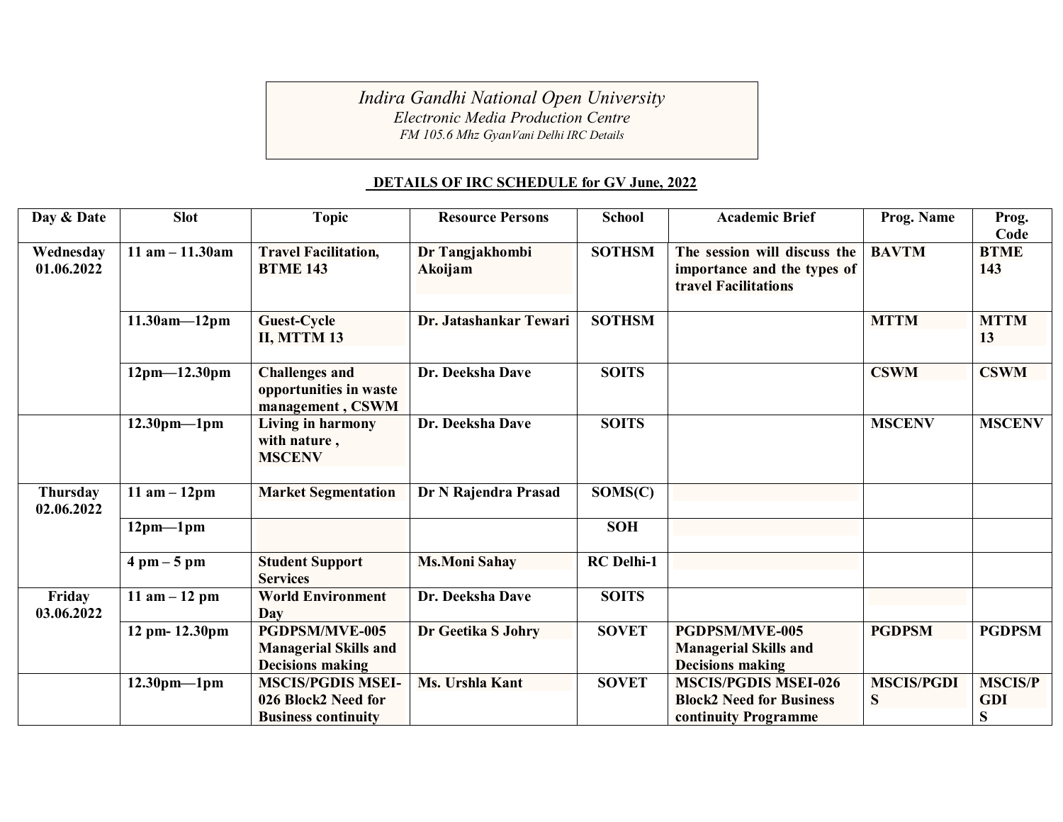*Indira Gandhi National Open University*
*Electronic Media Production Centre*
*FM 105.6 Mhz GyanVani Delhi IRC Details*

**DETAILS OF IRC SCHEDULE for GV June, 2022**

| Day & Date | Slot | Topic | Resource Persons | School | Academic Brief | Prog. Name | Prog. Code |
|---|---|---|---|---|---|---|---|
| **Wednesday 01.06.2022** | **11 am – 11.30am** | **Travel Facilitation, BTME 143** | **Dr Tangjakhombi Akoijam** | **SOTHSM** | **The session will discuss the importance and the types of travel Facilitations** | **BAVTM** | **BTME 143** |
| | **11.30am—12pm** | **Guest-Cycle II, MTTM 13** | **Dr. Jatashankar Tewari** | **SOTHSM** | | **MTTM** | **MTTM 13** |
| | **12pm—12.30pm** | **Challenges and opportunities in waste management , CSWM** | **Dr. Deeksha Dave** | **SOITS** | | **CSWM** | **CSWM** |
| | **12.30pm—1pm** | **Living in harmony with nature , MSCENV** | **Dr. Deeksha Dave** | **SOITS** | | **MSCENV** | **MSCENV** |
| **Thursday 02.06.2022** | **11 am – 12pm** | **Market Segmentation** | **Dr N Rajendra Prasad** | **SOMS(C)** | | | |
| | **12pm—1pm** | | | **SOH** | | | |
| | **4 pm – 5 pm** | **Student Support Services** | **Ms.Moni Sahay** | **RC Delhi-1** | | | |
| **Friday 03.06.2022** | **11 am – 12 pm** | **World Environment Day** | **Dr. Deeksha Dave** | **SOITS** | | | |
| | **12 pm- 12.30pm** | **PGDPSM/MVE-005 Managerial Skills and Decisions making** | **Dr Geetika S Johry** | **SOVET** | **PGDPSM/MVE-005 Managerial Skills and Decisions making** | **PGDPSM** | **PGDPSM** |
| | **12.30pm—1pm** | **MSCIS/PGDIS MSEI-026 Block2 Need for Business continuity** | **Ms. Urshla Kant** | **SOVET** | **MSCIS/PGDIS MSEI-026 Block2 Need for Business continuity Programme** | **MSCIS/PGDIS** | **MSCIS/PGDIS** |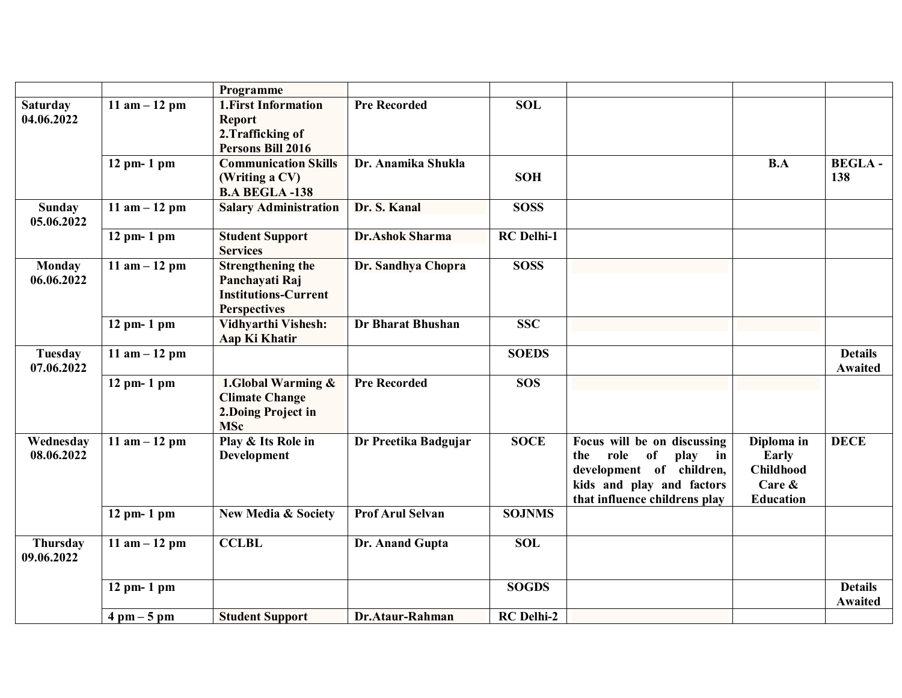| | | Programme | | | | | |
|---|---|---|---|---|---|---|---|
| **Saturday 04.06.2022** | **11 am – 12 pm** | **1.First Information Report 2.Trafficking of Persons Bill 2016** | **Pre Recorded** | **SOL** | | | |
| | **12 pm- 1 pm** | **Communication Skills (Writing a CV) B.A BEGLA -138** | **Dr. Anamika Shukla** | **SOH** | | **B.A** | **BEGLA - 138** |
| **Sunday 05.06.2022** | **11 am – 12 pm** | **Salary Administration** | **Dr. S. Kanal** | **SOSS** | | | |
| | **12 pm- 1 pm** | **Student Support Services** | **Dr.Ashok Sharma** | **RC Delhi-1** | | | |
| **Monday 06.06.2022** | **11 am – 12 pm** | **Strengthening the Panchayati Raj Institutions-Current Perspectives** | **Dr. Sandhya Chopra** | **SOSS** | | | |
| | **12 pm- 1 pm** | **Vidhyarthi Vishesh: Aap Ki Khatir** | **Dr Bharat Bhushan** | **SSC** | | | |
| **Tuesday 07.06.2022** | **11 am – 12 pm** | | | **SOEDS** | | | **Details Awaited** |
| | **12 pm- 1 pm** | **1.Global Warming & Climate Change 2.Doing Project in MSc** | **Pre Recorded** | **SOS** | | | |
| **Wednesday 08.06.2022** | **11 am – 12 pm** | **Play & Its Role in Development** | **Dr Preetika Badgujar** | **SOCE** | **Focus will be on discussing the role of play in development of children, kids and play and factors that influence childrens play** | **Diploma in Early Childhood Care & Education** | **DECE** |
| | **12 pm- 1 pm** | **New Media & Society** | **Prof Arul Selvan** | **SOJNMS** | | | |
| **Thursday 09.06.2022** | **11 am – 12 pm** | **CCLBL** | **Dr. Anand Gupta** | **SOL** | | | |
| | **12 pm- 1 pm** | | | **SOGDS** | | | **Details Awaited** |
| | **4 pm – 5 pm** | **Student Support** | **Dr.Ataur-Rahman** | **RC Delhi-2** | | | |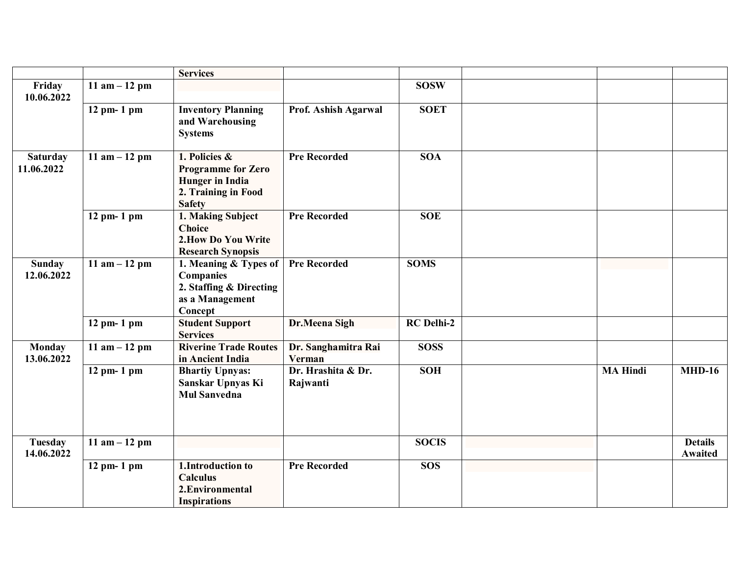| | | | | | | | |
|---|---|---|---|---|---|---|---|
| | | **Services** | | | | | |
| **Friday 10.06.2022** | **11 am – 12 pm** | | | **SOSW** | | | |
| | **12 pm- 1 pm** | **Inventory Planning and Warehousing Systems** | **Prof. Ashish Agarwal** | **SOET** | | | |
| **Saturday 11.06.2022** | **11 am – 12 pm** | **1. Policies & Programme for Zero Hunger in India 2. Training in Food Safety** | **Pre Recorded** | **SOA** | | | |
| | **12 pm- 1 pm** | **1. Making Subject Choice 2.How Do You Write Research Synopsis** | **Pre Recorded** | **SOE** | | | |
| **Sunday 12.06.2022** | **11 am – 12 pm** | **1. Meaning & Types of Companies 2. Staffing & Directing as a Management Concept** | **Pre Recorded** | **SOMS** | | | |
| | **12 pm- 1 pm** | **Student Support Services** | **Dr.Meena Sigh** | **RC Delhi-2** | | | |
| **Monday 13.06.2022** | **11 am – 12 pm** | **Riverine Trade Routes in Ancient India** | **Dr. Sanghamitra Rai Verman** | **SOSS** | | | |
| | **12 pm- 1 pm** | **Bhartiy Upnyas: Sanskar Upnyas Ki Mul Sanvedna** | **Dr. Hrashita & Dr. Rajwanti** | **SOH** | | **MA Hindi** | **MHD-16** |
| **Tuesday 14.06.2022** | **11 am – 12 pm** | | | **SOCIS** | | | **Details Awaited** |
| | **12 pm- 1 pm** | **1.Introduction to Calculus 2.Environmental Inspirations** | **Pre Recorded** | **SOS** | | | |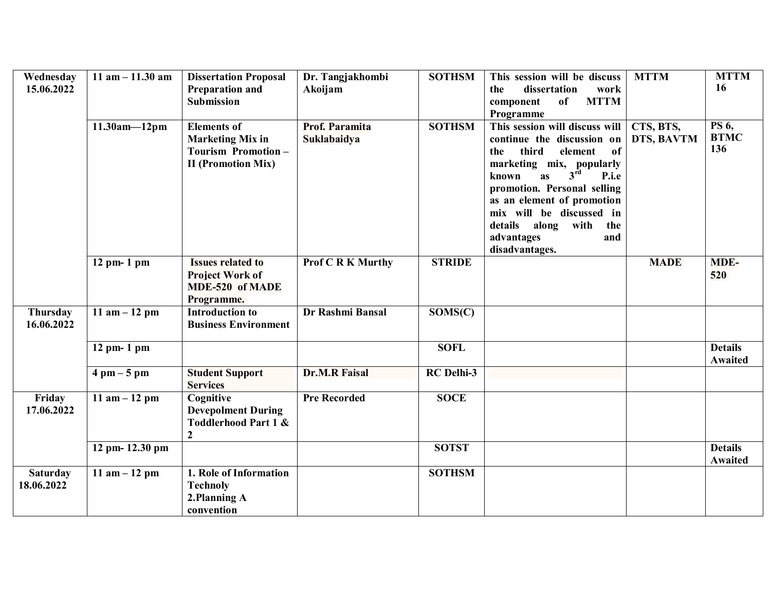| Wednesday 15.06.2022 | 11 am – 11.30 am | Dissertation Proposal Preparation and Submission | Dr. Tangjakhombi Akoijam | SOTHSM | This session will be discuss the dissertation work component of MTTM Programme | MTTM | MTTM 16 |
|---|---|---|---|---|---|---|---|
| | 11.30am—12pm | Elements of Marketing Mix in Tourism Promotion – II (Promotion Mix) | Prof. Paramita Suklabaidya | SOTHSM | This session will discuss will continue the discussion on the third element of marketing mix, popularly known as 3rd P.i.e promotion. Personal selling as an element of promotion mix will be discussed in details along with the advantages and disadvantages. | CTS, BTS, DTS, BAVTM | PS 6, BTMC 136 |
| | 12 pm- 1 pm | Issues related to Project Work of MDE-520 of MADE Programme. | Prof C R K Murthy | STRIDE | | MADE | MDE-520 |
| Thursday 16.06.2022 | 11 am – 12 pm | Introduction to Business Environment | Dr Rashmi Bansal | SOMS(C) | | | |
| | 12 pm- 1 pm | | | SOFL | | | Details Awaited |
| | 4 pm – 5 pm | Student Support Services | Dr.M.R Faisal | RC Delhi-3 | | | |
| Friday 17.06.2022 | 11 am – 12 pm | Cognitive Devepolment During Toddlerhood Part 1 & 2 | Pre Recorded | SOCE | | | |
| | 12 pm- 12.30 pm | | | SOTST | | | Details Awaited |
| Saturday 18.06.2022 | 11 am – 12 pm | 1. Role of Information Technoly 2.Planning A convention | | SOTHSM | | | |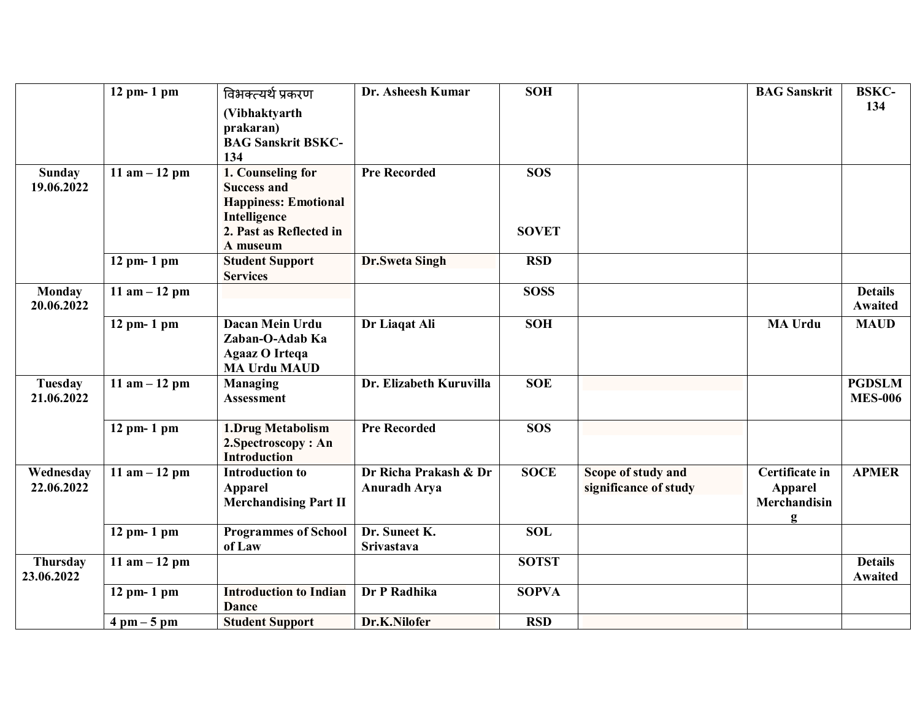| | | | | | | | |
|---|---|---|---|---|---|---|---|
| | **12 pm- 1 pm** | विभक्त्यर्थ प्रकरण **(Vibhaktyarth prakaran) BAG Sanskrit BSKC-134** | **Dr. Asheesh Kumar** | **SOH** | | **BAG Sanskrit** | **BSKC-134** |
| **Sunday 19.06.2022** | **11 am – 12 pm** | **1. Counseling for Success and Happiness: Emotional Intelligence** **2. Past as Reflected in A museum** | **Pre Recorded** | **SOS** **SOVET** | | | |
| | **12 pm- 1 pm** | **Student Support Services** | **Dr.Sweta Singh** | **RSD** | | | |
| **Monday 20.06.2022** | **11 am – 12 pm** | | | **SOSS** | | | **Details Awaited** |
| | **12 pm- 1 pm** | **Dacan Mein Urdu Zaban-O-Adab Ka Agaaz O Irteqa MA Urdu MAUD** | **Dr Liaqat Ali** | **SOH** | | **MA Urdu** | **MAUD** |
| **Tuesday 21.06.2022** | **11 am – 12 pm** | **Managing Assessment** | **Dr. Elizabeth Kuruvilla** | **SOE** | | | **PGDSLM MES-006** |
| | **12 pm- 1 pm** | **1.Drug Metabolism** **2.Spectroscopy : An Introduction** | **Pre Recorded** | **SOS** | | | |
| **Wednesday 22.06.2022** | **11 am – 12 pm** | **Introduction to Apparel Merchandising Part II** | **Dr Richa Prakash & Dr Anuradh Arya** | **SOCE** | **Scope of study and significance of study** | **Certificate in Apparel Merchandising** | **APMER** |
| | **12 pm- 1 pm** | **Programmes of School of Law** | **Dr. Suneet K. Srivastava** | **SOL** | | | |
| **Thursday 23.06.2022** | **11 am – 12 pm** | | | **SOTST** | | | **Details Awaited** |
| | **12 pm- 1 pm** | **Introduction to Indian Dance** | **Dr P Radhika** | **SOPVA** | | | |
| | **4 pm – 5 pm** | **Student Support** | **Dr.K.Nilofer** | **RSD** | | | |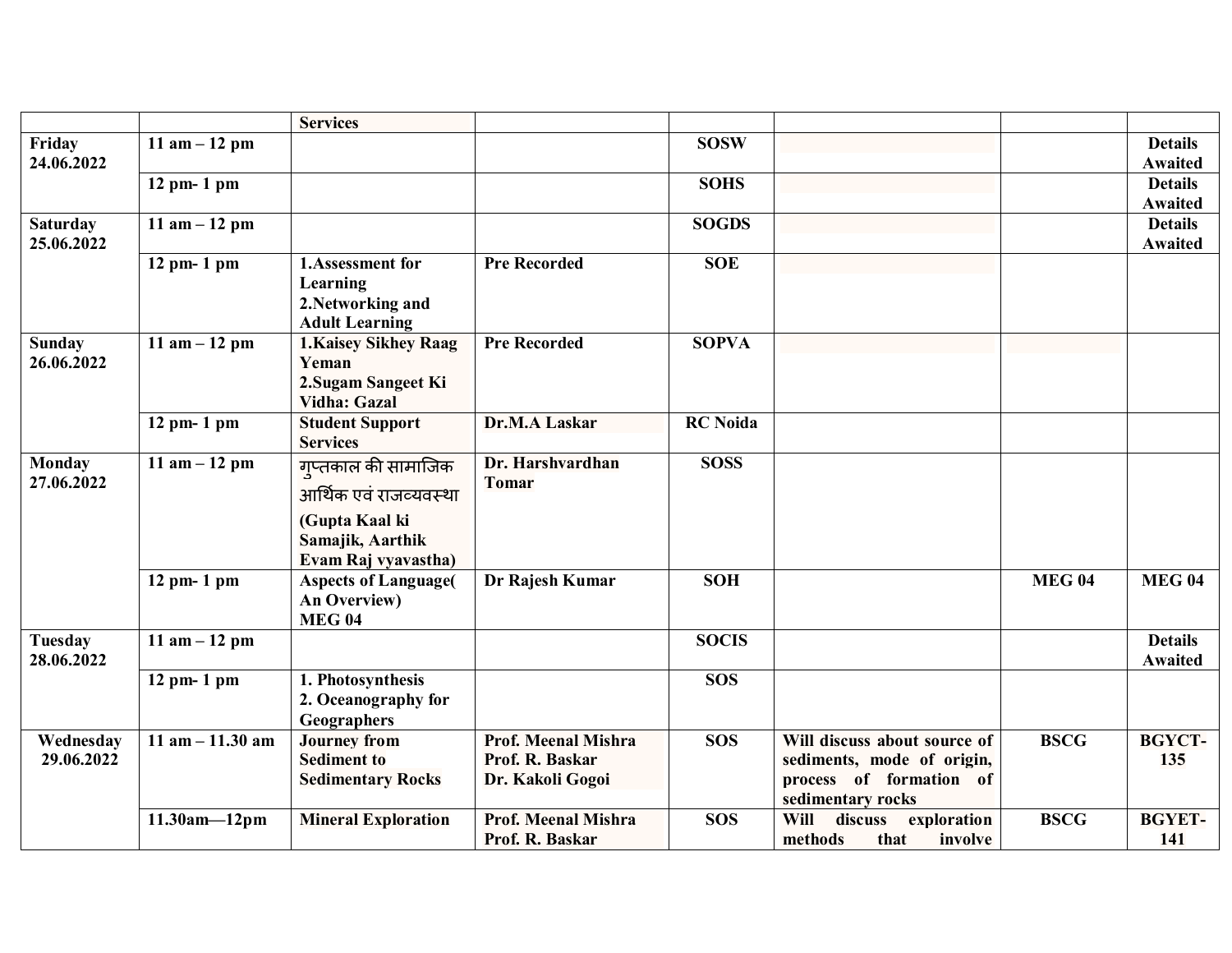| | | | | | | | |
|---|---|---|---|---|---|---|---|
| | | **Services** | | | | | |
| **Friday 24.06.2022** | **11 am – 12 pm** | | | **SOSW** | | | **Details Awaited** |
| | **12 pm- 1 pm** | | | **SOHS** | | | **Details Awaited** |
| **Saturday 25.06.2022** | **11 am – 12 pm** | | | **SOGDS** | | | **Details Awaited** |
| | **12 pm- 1 pm** | **1.Assessment for Learning 2.Networking and Adult Learning** | **Pre Recorded** | **SOE** | | | |
| **Sunday 26.06.2022** | **11 am – 12 pm** | **1.Kaisey Sikhey Raag Yeman 2.Sugam Sangeet Ki Vidha: Gazal** | **Pre Recorded** | **SOPVA** | | | |
| | **12 pm- 1 pm** | **Student Support Services** | **Dr.M.A Laskar** | **RC Noida** | | | |
| **Monday 27.06.2022** | **11 am – 12 pm** | गुप्तकाल की सामाजिक आर्थिक एवं राजव्यवस्था **(Gupta Kaal ki Samajik, Aarthik Evam Raj vyavastha)** | **Dr. Harshvardhan Tomar** | **SOSS** | | | |
| | **12 pm- 1 pm** | **Aspects of Language( An Overview) MEG 04** | **Dr Rajesh Kumar** | **SOH** | | **MEG 04** | **MEG 04** |
| **Tuesday 28.06.2022** | **11 am – 12 pm** | | | **SOCIS** | | | **Details Awaited** |
| | **12 pm- 1 pm** | **1. Photosynthesis 2. Oceanography for Geographers** | | **SOS** | | | |
| **Wednesday 29.06.2022** | **11 am – 11.30 am** | **Journey from Sediment to Sedimentary Rocks** | **Prof. Meenal Mishra Prof. R. Baskar Dr. Kakoli Gogoi** | **SOS** | **Will discuss about source of sediments, mode of origin, process of formation of sedimentary rocks** | **BSCG** | **BGYCT-135** |
| | **11.30am—12pm** | **Mineral Exploration** | **Prof. Meenal Mishra Prof. R. Baskar** | **SOS** | **Will discuss exploration methods that involve** | **BSCG** | **BGYET-141** |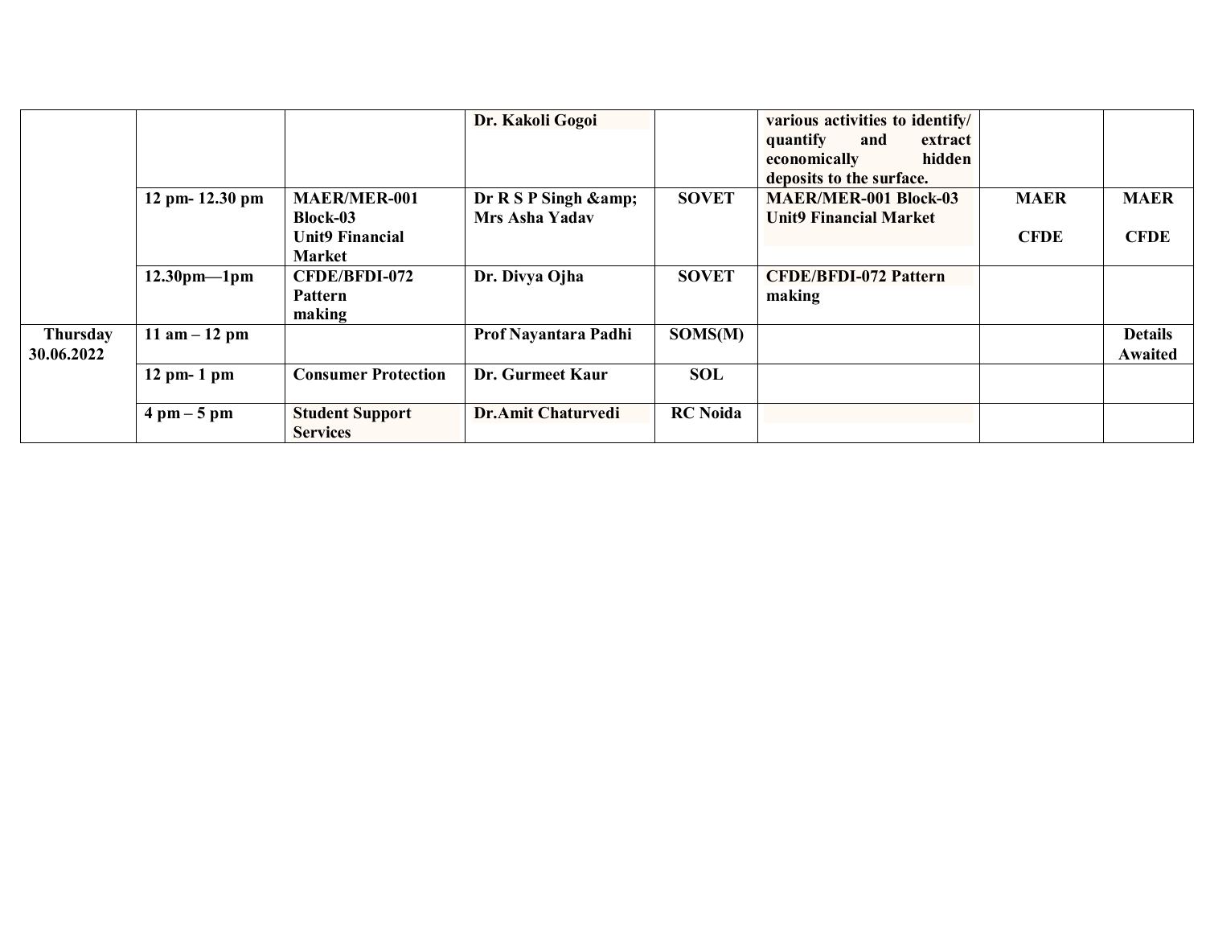| | | | | | | | |
|---|---|---|---|---|---|---|---|
| | | | **Dr. Kakoli Gogoi** | | **various activities to identify/ quantify and extract economically hidden deposits to the surface.** | | |
| | **12 pm- 12.30 pm** | **MAER/MER-001 Block-03 Unit9 Financial Market** | **Dr R S P Singh &amp; Mrs Asha Yadav** | **SOVET** | **MAER/MER-001 Block-03 Unit9 Financial Market** | **MAER CFDE** | **MAER CFDE** |
| | **12.30pm—1pm** | **CFDE/BFDI-072 Pattern making** | **Dr. Divya Ojha** | **SOVET** | **CFDE/BFDI-072 Pattern making** | | |
| **Thursday 30.06.2022** | **11 am – 12 pm** | | **Prof Nayantara Padhi** | **SOMS(M)** | | | **Details Awaited** |
| | **12 pm- 1 pm** | **Consumer Protection** | **Dr. Gurmeet Kaur** | **SOL** | | | |
| | **4 pm – 5 pm** | **Student Support Services** | **Dr.Amit Chaturvedi** | **RC Noida** | | | |